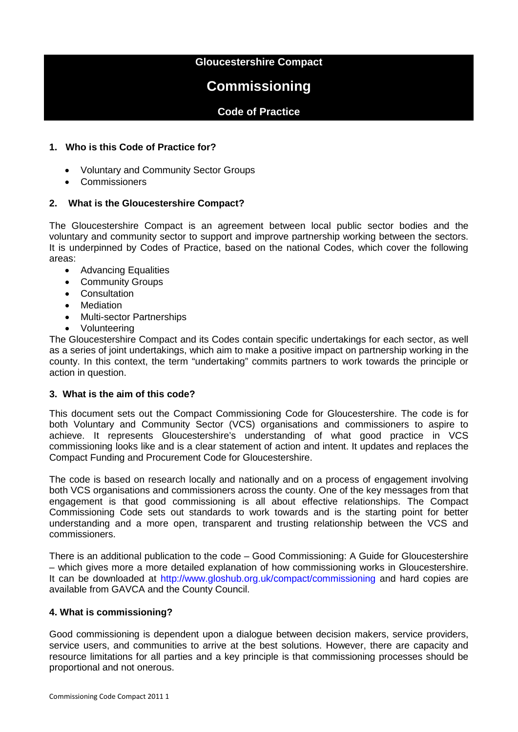**Gloucestershire Compact**

# Commissioning

**Code of Practice**

## 1. Who is this Code of Practice for?

- Voluntary and Community Sector Groups
- Commissioners

## 2. What is the Gloucestershire Compact?

The Gloucestershire Compact is an agreement between local public sector bodies and the voluntary and community sector to support and improve partnership working between the sectors. It is underpinned by Codes of Practice, based on the national Codes, which cover the following areas:

- Advancing Equalities
- Community Groups
- Consultation
- Mediation
- Multi-sector Partnerships
- Volunteering

The Gloucestershire Compact and its Codes contain specific undertakings for each sector, as well as a series of joint undertakings, which aim to make a positive impact on partnership working in the county. In this context, the term "undertaking" commits partners to work towards the principle or action in question.

## 3. What is the aim of this code?

This document sets out the Compact Commissioning Code for Gloucestershire. The code is for both Voluntary and Community Sector (VCS) organisations and commissioners to aspire to achieve. It represents Gloucestershire's understanding of what good practice in VCS commissioning looks like and is a clear statement of action and intent. It updates and replaces the Compact Funding and Procurement Code for Gloucestershire.

The code is based on research locally and nationally and on a process of engagement involving both VCS organisations and commissioners across the county. One of the key messages from that engagement is that good commissioning is all about effective relationships. The Compact Commissioning Code sets out standards to work towards and is the starting point for better understanding and a more open, transparent and trusting relationship between the VCS and commissioners.

There is an additional publication to the code – Good Commissioning: A Guide for Gloucestershire – which gives more a more detailed explanation of how commissioning works in Gloucestershire. It can be downloaded at http://www.gloshub.org.uk/compact/commissioning and hard copies are available from GAVCA and the County Council.

## 4. What is commissioning?

Good commissioning is dependent upon a dialogue between decision makers, service providers, service users, and communities to arrive at the best solutions. However, there are capacity and resource limitations for all parties and a key principle is that commissioning processes should be proportional and not onerous.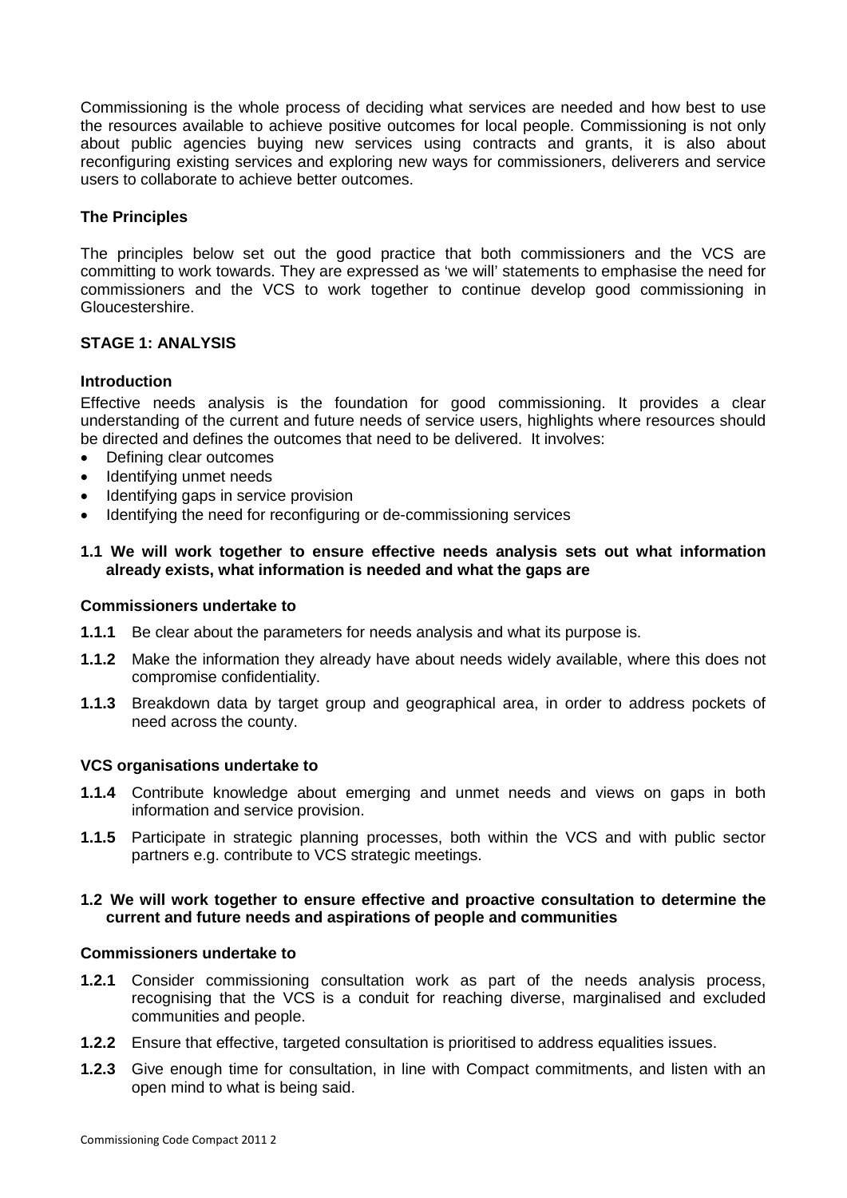Commissioning is the whole process of deciding what services are needed and how best to use the resources available to achieve positive outcomes for local people. Commissioning is not only about public agencies buying new services using contracts and grants, it is also about reconfiguring existing services and exploring new ways for commissioners, deliverers and service users to collaborate to achieve better outcomes.

## The Principles

The principles below set out the good practice that both commissioners and the VCS are committing to work towards. They are expressed as 'we will' statements to emphasise the need for commissioners and the VCS to work together to continue develop good commissioning in Gloucestershire.

## STAGE 1: ANALYSIS

### Introduction

Effective needs analysis is the foundation for good commissioning. It provides a clear understanding of the current and future needs of service users, highlights where resources should be directed and defines the outcomes that need to be delivered. It involves:

- Defining clear outcomes
- Identifying unmet needs
- Identifying gaps in service provision
- Identifying the need for reconfiguring or de-commissioning services

### 1.1 We will work together to ensure effective needs analysis sets out what information already exists, what information is needed and what the gaps are

**Commissioners undertake to**

**1.1.1** Be clear about the parameters for needs analysis and what its purpose is.

**1.1.2** Make the information they already have about needs widely available, where this does not compromise confidentiality.

**1.1.3** Breakdown data by target group and geographical area, in order to address pockets of need across the county.

**VCS organisations undertake to**

**1.1.4** Contribute knowledge about emerging and unmet needs and views on gaps in both information and service provision.

**1.1.5** Participate in strategic planning processes, both within the VCS and with public sector partners e.g. contribute to VCS strategic meetings.

### 1.2 We will work together to ensure effective and proactive consultation to determine the current and future needs and aspirations of people and communities

**Commissioners undertake to**

**1.2.1** Consider commissioning consultation work as part of the needs analysis process, recognising that the VCS is a conduit for reaching diverse, marginalised and excluded communities and people.

**1.2.2** Ensure that effective, targeted consultation is prioritised to address equalities issues.

**1.2.3** Give enough time for consultation, in line with Compact commitments, and listen with an open mind to what is being said.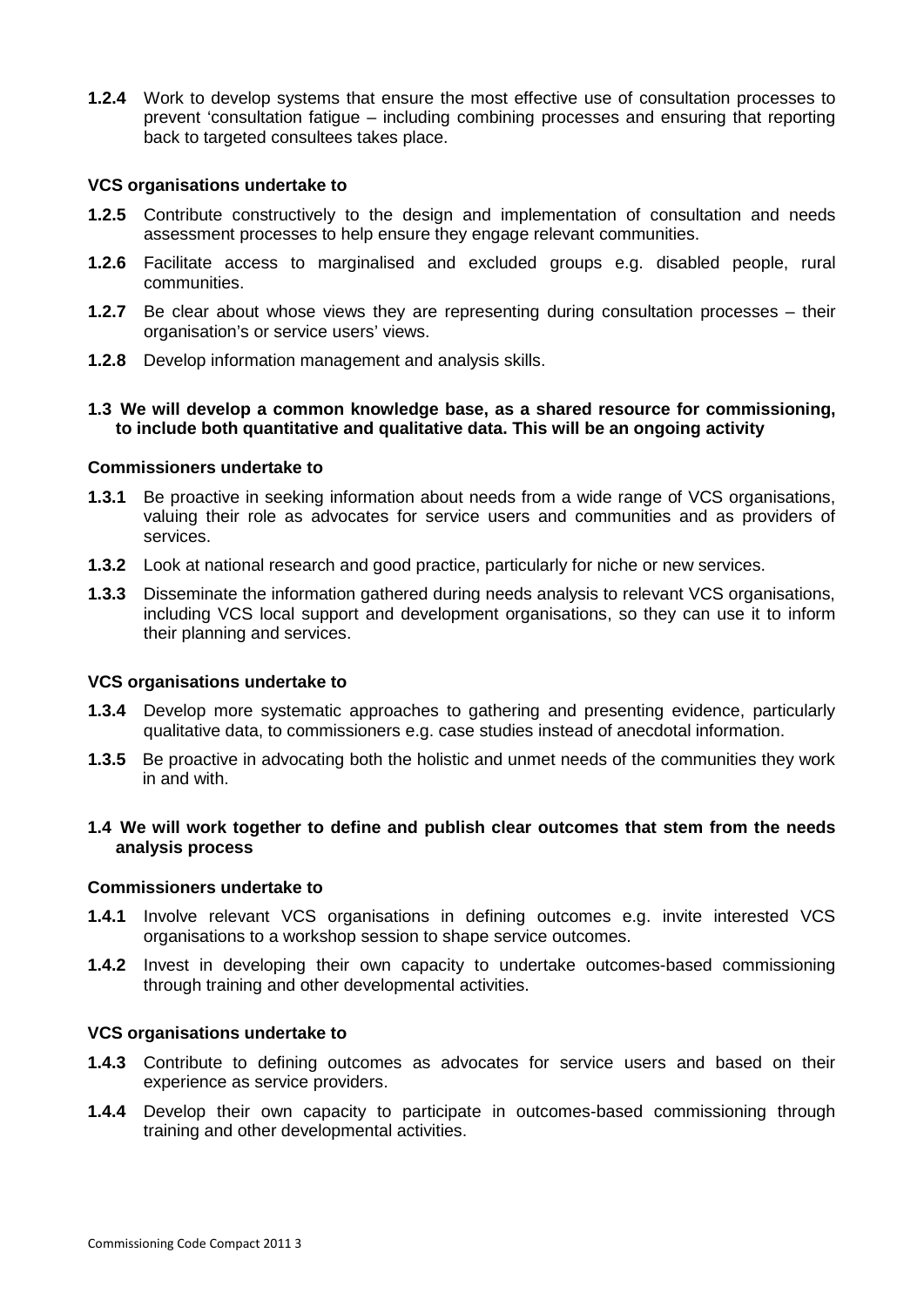**1.2.4** Work to develop systems that ensure the most effective use of consultation processes to prevent 'consultation fatigue – including combining processes and ensuring that reporting back to targeted consultees takes place.

**VCS organisations undertake to**

**1.2.5** Contribute constructively to the design and implementation of consultation and needs assessment processes to help ensure they engage relevant communities.

**1.2.6** Facilitate access to marginalised and excluded groups e.g. disabled people, rural communities.

**1.2.7** Be clear about whose views they are representing during consultation processes – their organisation's or service users' views.

**1.2.8** Develop information management and analysis skills.

### 1.3 We will develop a common knowledge base, as a shared resource for commissioning, to include both quantitative and qualitative data. This will be an ongoing activity

**Commissioners undertake to**

**1.3.1** Be proactive in seeking information about needs from a wide range of VCS organisations, valuing their role as advocates for service users and communities and as providers of services.

**1.3.2** Look at national research and good practice, particularly for niche or new services.

**1.3.3** Disseminate the information gathered during needs analysis to relevant VCS organisations, including VCS local support and development organisations, so they can use it to inform their planning and services.

**VCS organisations undertake to**

**1.3.4** Develop more systematic approaches to gathering and presenting evidence, particularly qualitative data, to commissioners e.g. case studies instead of anecdotal information.

**1.3.5** Be proactive in advocating both the holistic and unmet needs of the communities they work in and with.

### 1.4 We will work together to define and publish clear outcomes that stem from the needs analysis process

**Commissioners undertake to**

**1.4.1** Involve relevant VCS organisations in defining outcomes e.g. invite interested VCS organisations to a workshop session to shape service outcomes.

**1.4.2** Invest in developing their own capacity to undertake outcomes-based commissioning through training and other developmental activities.

**VCS organisations undertake to**

**1.4.3** Contribute to defining outcomes as advocates for service users and based on their experience as service providers.

**1.4.4** Develop their own capacity to participate in outcomes-based commissioning through training and other developmental activities.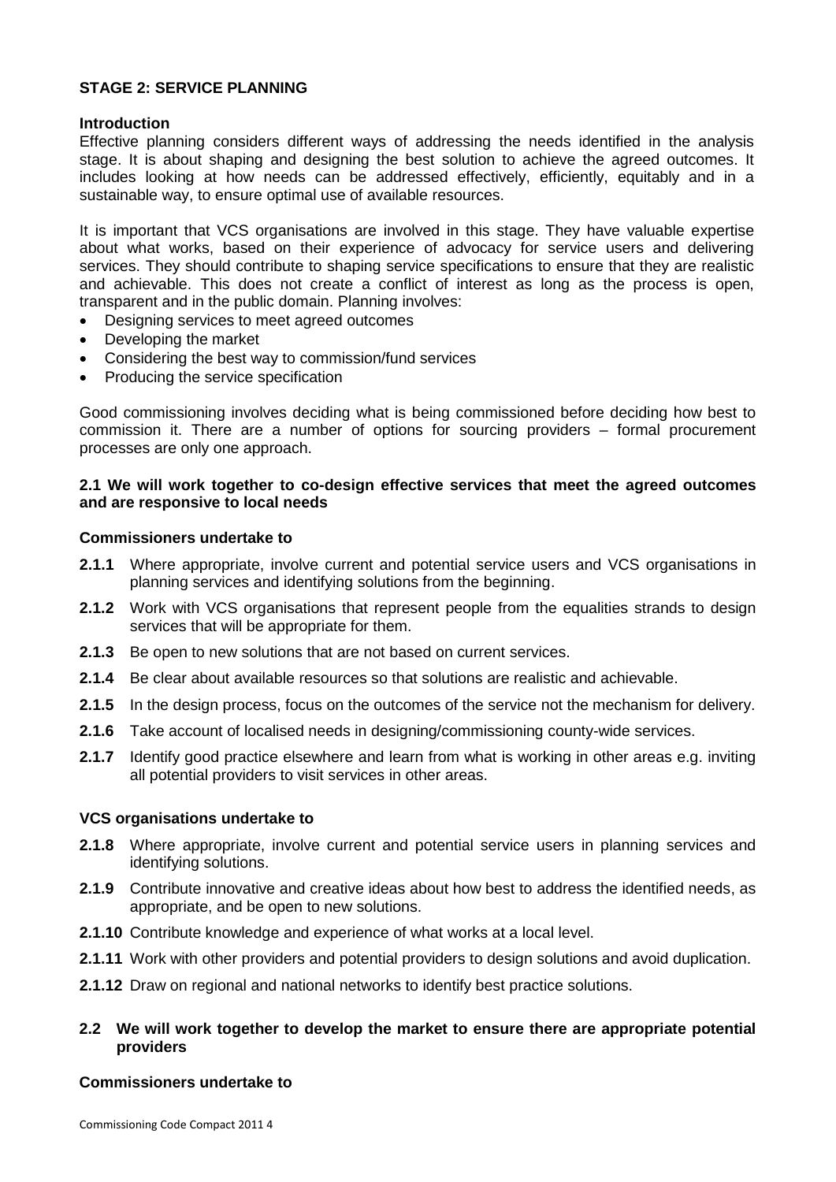## STAGE 2: SERVICE PLANNING

### Introduction

Effective planning considers different ways of addressing the needs identified in the analysis stage. It is about shaping and designing the best solution to achieve the agreed outcomes. It includes looking at how needs can be addressed effectively, efficiently, equitably and in a sustainable way, to ensure optimal use of available resources.

It is important that VCS organisations are involved in this stage. They have valuable expertise about what works, based on their experience of advocacy for service users and delivering services. They should contribute to shaping service specifications to ensure that they are realistic and achievable. This does not create a conflict of interest as long as the process is open, transparent and in the public domain. Planning involves:

- Designing services to meet agreed outcomes
- Developing the market
- Considering the best way to commission/fund services
- Producing the service specification

Good commissioning involves deciding what is being commissioned before deciding how best to commission it. There are a number of options for sourcing providers – formal procurement processes are only one approach.

### 2.1 We will work together to co-design effective services that meet the agreed outcomes and are responsive to local needs

**Commissioners undertake to**

- **2.1.1** Where appropriate, involve current and potential service users and VCS organisations in planning services and identifying solutions from the beginning.
- **2.1.2** Work with VCS organisations that represent people from the equalities strands to design services that will be appropriate for them.
- **2.1.3** Be open to new solutions that are not based on current services.
- **2.1.4** Be clear about available resources so that solutions are realistic and achievable.
- **2.1.5** In the design process, focus on the outcomes of the service not the mechanism for delivery.
- **2.1.6** Take account of localised needs in designing/commissioning county-wide services.
- **2.1.7** Identify good practice elsewhere and learn from what is working in other areas e.g. inviting all potential providers to visit services in other areas.

**VCS organisations undertake to**

- **2.1.8** Where appropriate, involve current and potential service users in planning services and identifying solutions.
- **2.1.9** Contribute innovative and creative ideas about how best to address the identified needs, as appropriate, and be open to new solutions.
- **2.1.10** Contribute knowledge and experience of what works at a local level.
- **2.1.11** Work with other providers and potential providers to design solutions and avoid duplication.
- **2.1.12** Draw on regional and national networks to identify best practice solutions.

### 2.2 We will work together to develop the market to ensure there are appropriate potential providers

**Commissioners undertake to**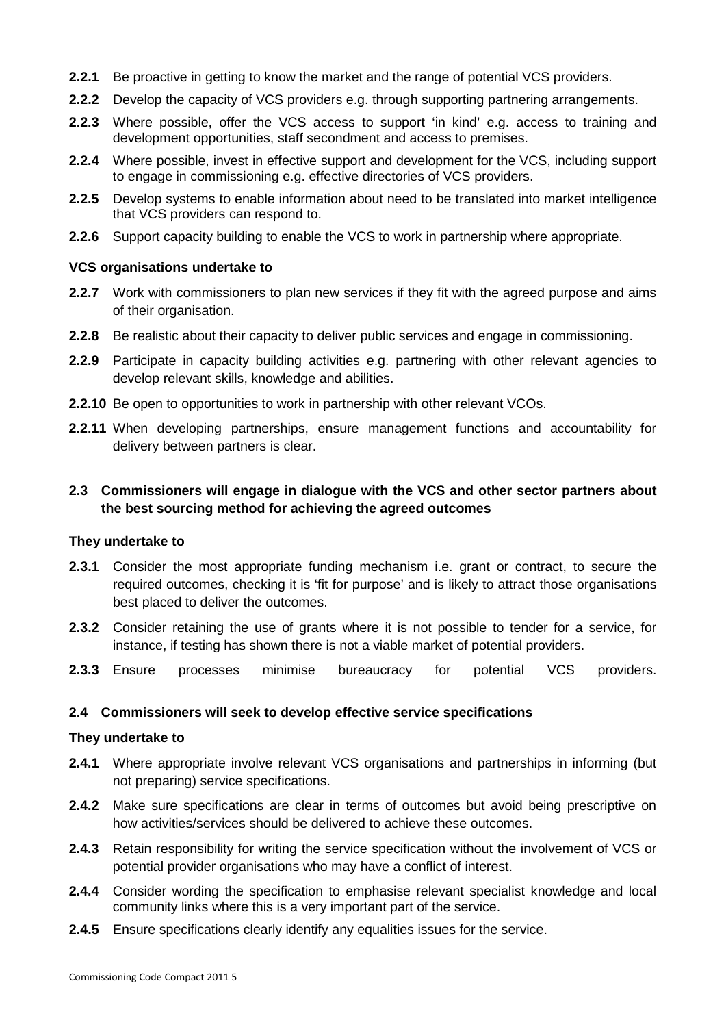**2.2.1** Be proactive in getting to know the market and the range of potential VCS providers.

**2.2.2** Develop the capacity of VCS providers e.g. through supporting partnering arrangements.

**2.2.3** Where possible, offer the VCS access to support 'in kind' e.g. access to training and development opportunities, staff secondment and access to premises.

**2.2.4** Where possible, invest in effective support and development for the VCS, including support to engage in commissioning e.g. effective directories of VCS providers.

**2.2.5** Develop systems to enable information about need to be translated into market intelligence that VCS providers can respond to.

**2.2.6** Support capacity building to enable the VCS to work in partnership where appropriate.

**VCS organisations undertake to**

**2.2.7** Work with commissioners to plan new services if they fit with the agreed purpose and aims of their organisation.

**2.2.8** Be realistic about their capacity to deliver public services and engage in commissioning.

**2.2.9** Participate in capacity building activities e.g. partnering with other relevant agencies to develop relevant skills, knowledge and abilities.

**2.2.10** Be open to opportunities to work in partnership with other relevant VCOs.

**2.2.11** When developing partnerships, ensure management functions and accountability for delivery between partners is clear.

### 2.3 Commissioners will engage in dialogue with the VCS and other sector partners about the best sourcing method for achieving the agreed outcomes

**They undertake to**

**2.3.1** Consider the most appropriate funding mechanism i.e. grant or contract, to secure the required outcomes, checking it is 'fit for purpose' and is likely to attract those organisations best placed to deliver the outcomes.

**2.3.2** Consider retaining the use of grants where it is not possible to tender for a service, for instance, if testing has shown there is not a viable market of potential providers.

**2.3.3** Ensure processes minimise bureaucracy for potential VCS providers.

### 2.4 Commissioners will seek to develop effective service specifications

**They undertake to**

**2.4.1** Where appropriate involve relevant VCS organisations and partnerships in informing (but not preparing) service specifications.

**2.4.2** Make sure specifications are clear in terms of outcomes but avoid being prescriptive on how activities/services should be delivered to achieve these outcomes.

**2.4.3** Retain responsibility for writing the service specification without the involvement of VCS or potential provider organisations who may have a conflict of interest.

**2.4.4** Consider wording the specification to emphasise relevant specialist knowledge and local community links where this is a very important part of the service.

**2.4.5** Ensure specifications clearly identify any equalities issues for the service.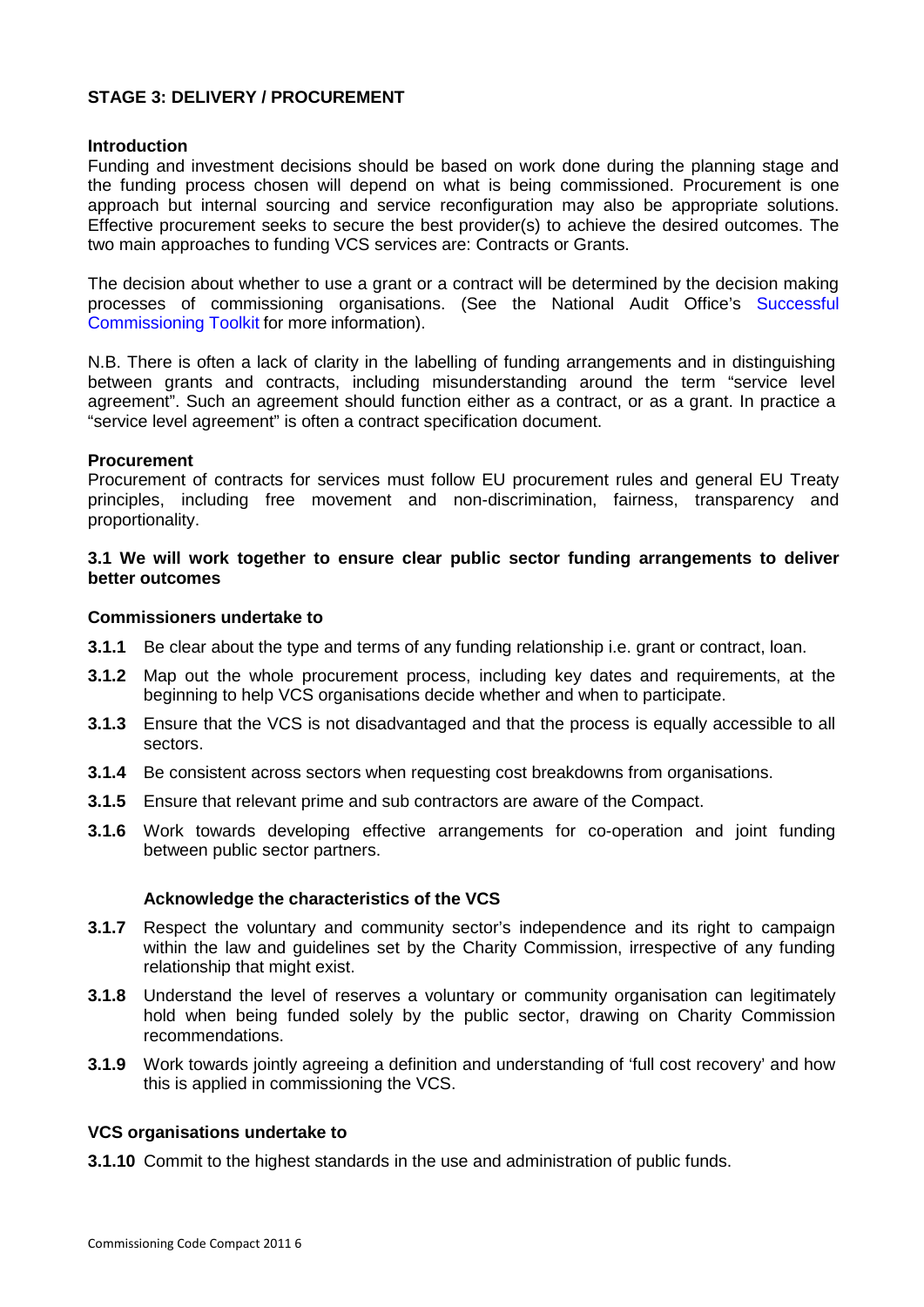## STAGE 3: DELIVERY / PROCUREMENT

### Introduction

Funding and investment decisions should be based on work done during the planning stage and the funding process chosen will depend on what is being commissioned. Procurement is one approach but internal sourcing and service reconfiguration may also be appropriate solutions. Effective procurement seeks to secure the best provider(s) to achieve the desired outcomes. The two main approaches to funding VCS services are: Contracts or Grants.

The decision about whether to use a grant or a contract will be determined by the decision making processes of commissioning organisations. (See the National Audit Office's Successful Commissioning Toolkit for more information).

N.B. There is often a lack of clarity in the labelling of funding arrangements and in distinguishing between grants and contracts, including misunderstanding around the term "service level agreement". Such an agreement should function either as a contract, or as a grant. In practice a "service level agreement" is often a contract specification document.

### Procurement

Procurement of contracts for services must follow EU procurement rules and general EU Treaty principles, including free movement and non-discrimination, fairness, transparency and proportionality.

### 3.1 We will work together to ensure clear public sector funding arrangements to deliver better outcomes

#### Commissioners undertake to

- **3.1.1** Be clear about the type and terms of any funding relationship i.e. grant or contract, loan.
- **3.1.2** Map out the whole procurement process, including key dates and requirements, at the beginning to help VCS organisations decide whether and when to participate.
- **3.1.3** Ensure that the VCS is not disadvantaged and that the process is equally accessible to all sectors.
- **3.1.4** Be consistent across sectors when requesting cost breakdowns from organisations.
- **3.1.5** Ensure that relevant prime and sub contractors are aware of the Compact.
- **3.1.6** Work towards developing effective arrangements for co-operation and joint funding between public sector partners.

**Acknowledge the characteristics of the VCS**

- **3.1.7** Respect the voluntary and community sector's independence and its right to campaign within the law and guidelines set by the Charity Commission, irrespective of any funding relationship that might exist.
- **3.1.8** Understand the level of reserves a voluntary or community organisation can legitimately hold when being funded solely by the public sector, drawing on Charity Commission recommendations.
- **3.1.9** Work towards jointly agreeing a definition and understanding of 'full cost recovery' and how this is applied in commissioning the VCS.

#### VCS organisations undertake to

- **3.1.10** Commit to the highest standards in the use and administration of public funds.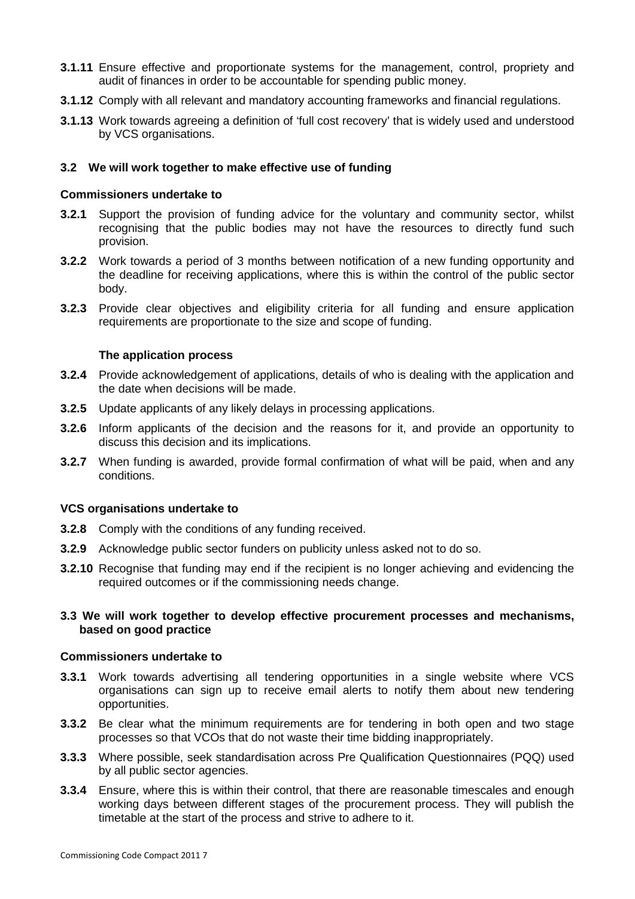**3.1.11** Ensure effective and proportionate systems for the management, control, propriety and audit of finances in order to be accountable for spending public money.

**3.1.12** Comply with all relevant and mandatory accounting frameworks and financial regulations.

**3.1.13** Work towards agreeing a definition of 'full cost recovery' that is widely used and understood by VCS organisations.

### 3.2 We will work together to make effective use of funding

**Commissioners undertake to**

**3.2.1** Support the provision of funding advice for the voluntary and community sector, whilst recognising that the public bodies may not have the resources to directly fund such provision.

**3.2.2** Work towards a period of 3 months between notification of a new funding opportunity and the deadline for receiving applications, where this is within the control of the public sector body.

**3.2.3** Provide clear objectives and eligibility criteria for all funding and ensure application requirements are proportionate to the size and scope of funding.

**The application process**

**3.2.4** Provide acknowledgement of applications, details of who is dealing with the application and the date when decisions will be made.

**3.2.5** Update applicants of any likely delays in processing applications.

**3.2.6** Inform applicants of the decision and the reasons for it, and provide an opportunity to discuss this decision and its implications.

**3.2.7** When funding is awarded, provide formal confirmation of what will be paid, when and any conditions.

**VCS organisations undertake to**

**3.2.8** Comply with the conditions of any funding received.

**3.2.9** Acknowledge public sector funders on publicity unless asked not to do so.

**3.2.10** Recognise that funding may end if the recipient is no longer achieving and evidencing the required outcomes or if the commissioning needs change.

### 3.3 We will work together to develop effective procurement processes and mechanisms, based on good practice

**Commissioners undertake to**

**3.3.1** Work towards advertising all tendering opportunities in a single website where VCS organisations can sign up to receive email alerts to notify them about new tendering opportunities.

**3.3.2** Be clear what the minimum requirements are for tendering in both open and two stage processes so that VCOs that do not waste their time bidding inappropriately.

**3.3.3** Where possible, seek standardisation across Pre Qualification Questionnaires (PQQ) used by all public sector agencies.

**3.3.4** Ensure, where this is within their control, that there are reasonable timescales and enough working days between different stages of the procurement process. They will publish the timetable at the start of the process and strive to adhere to it.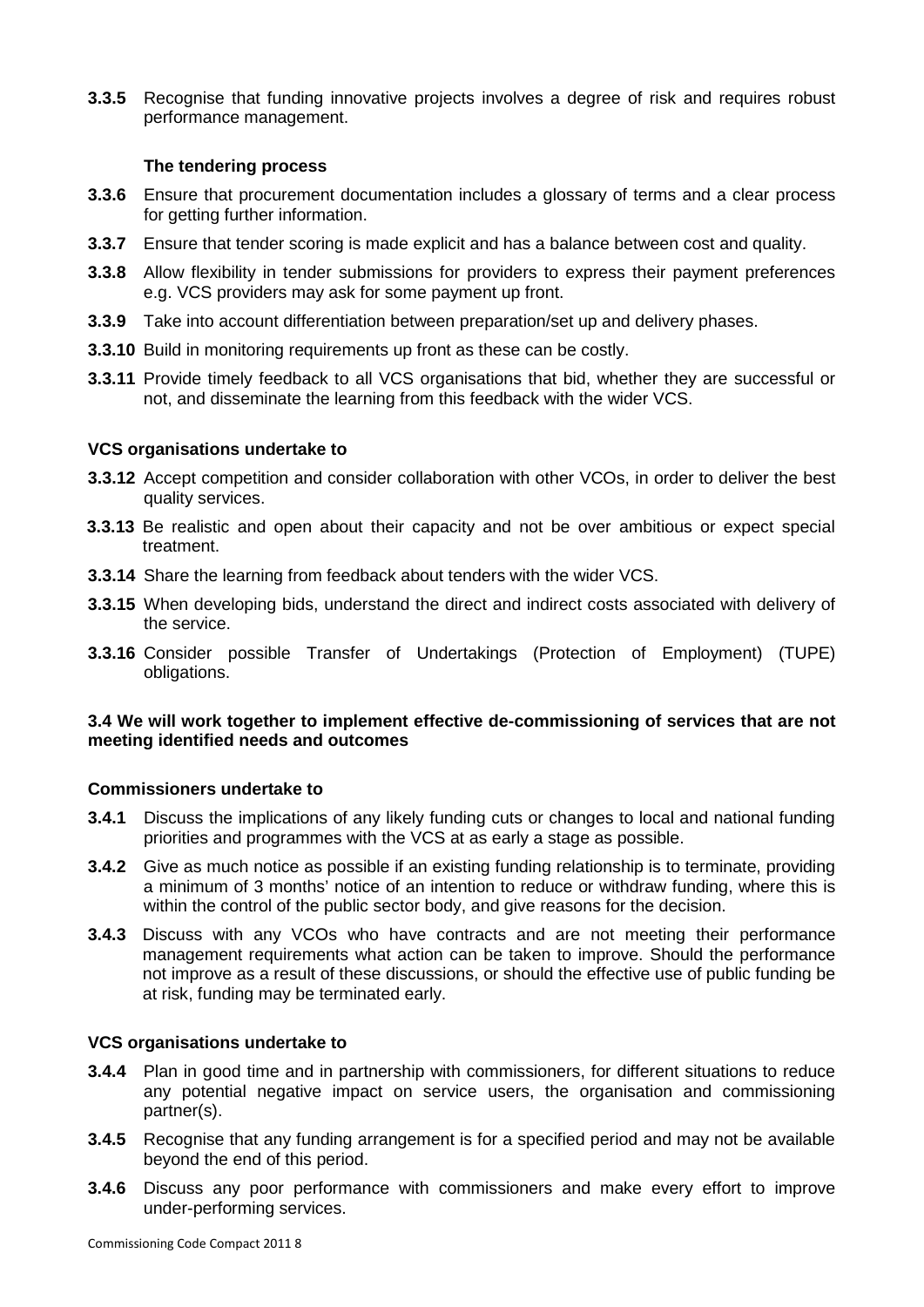**3.3.5** Recognise that funding innovative projects involves a degree of risk and requires robust performance management.

**The tendering process**

**3.3.6** Ensure that procurement documentation includes a glossary of terms and a clear process for getting further information.

**3.3.7** Ensure that tender scoring is made explicit and has a balance between cost and quality.

**3.3.8** Allow flexibility in tender submissions for providers to express their payment preferences e.g. VCS providers may ask for some payment up front.

**3.3.9** Take into account differentiation between preparation/set up and delivery phases.

**3.3.10** Build in monitoring requirements up front as these can be costly.

**3.3.11** Provide timely feedback to all VCS organisations that bid, whether they are successful or not, and disseminate the learning from this feedback with the wider VCS.

**VCS organisations undertake to**

**3.3.12** Accept competition and consider collaboration with other VCOs, in order to deliver the best quality services.

**3.3.13** Be realistic and open about their capacity and not be over ambitious or expect special treatment.

**3.3.14** Share the learning from feedback about tenders with the wider VCS.

**3.3.15** When developing bids, understand the direct and indirect costs associated with delivery of the service.

**3.3.16** Consider possible Transfer of Undertakings (Protection of Employment) (TUPE) obligations.

**3.4 We will work together to implement effective de-commissioning of services that are not meeting identified needs and outcomes**

**Commissioners undertake to**

**3.4.1** Discuss the implications of any likely funding cuts or changes to local and national funding priorities and programmes with the VCS at as early a stage as possible.

**3.4.2** Give as much notice as possible if an existing funding relationship is to terminate, providing a minimum of 3 months' notice of an intention to reduce or withdraw funding, where this is within the control of the public sector body, and give reasons for the decision.

**3.4.3** Discuss with any VCOs who have contracts and are not meeting their performance management requirements what action can be taken to improve. Should the performance not improve as a result of these discussions, or should the effective use of public funding be at risk, funding may be terminated early.

**VCS organisations undertake to**

**3.4.4** Plan in good time and in partnership with commissioners, for different situations to reduce any potential negative impact on service users, the organisation and commissioning partner(s).

**3.4.5** Recognise that any funding arrangement is for a specified period and may not be available beyond the end of this period.

**3.4.6** Discuss any poor performance with commissioners and make every effort to improve under-performing services.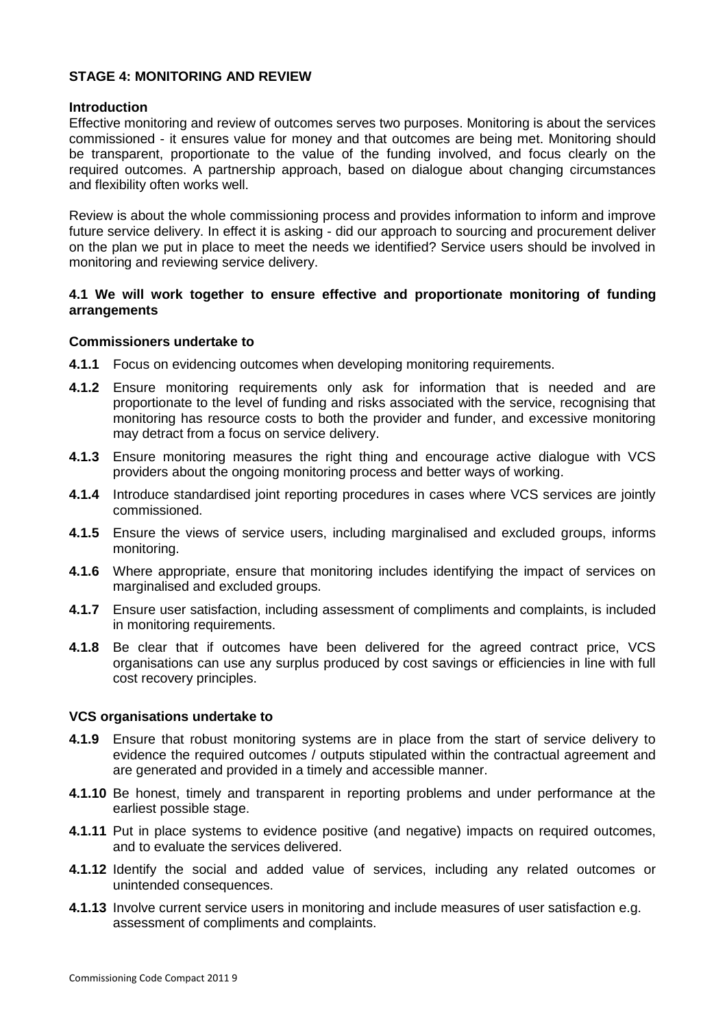## STAGE 4: MONITORING AND REVIEW

### Introduction

Effective monitoring and review of outcomes serves two purposes. Monitoring is about the services commissioned - it ensures value for money and that outcomes are being met. Monitoring should be transparent, proportionate to the value of the funding involved, and focus clearly on the required outcomes. A partnership approach, based on dialogue about changing circumstances and flexibility often works well.

Review is about the whole commissioning process and provides information to inform and improve future service delivery. In effect it is asking - did our approach to sourcing and procurement deliver on the plan we put in place to meet the needs we identified? Service users should be involved in monitoring and reviewing service delivery.

### 4.1 We will work together to ensure effective and proportionate monitoring of funding arrangements

**Commissioners undertake to**

**4.1.1** Focus on evidencing outcomes when developing monitoring requirements.

**4.1.2** Ensure monitoring requirements only ask for information that is needed and are proportionate to the level of funding and risks associated with the service, recognising that monitoring has resource costs to both the provider and funder, and excessive monitoring may detract from a focus on service delivery.

**4.1.3** Ensure monitoring measures the right thing and encourage active dialogue with VCS providers about the ongoing monitoring process and better ways of working.

**4.1.4** Introduce standardised joint reporting procedures in cases where VCS services are jointly commissioned.

**4.1.5** Ensure the views of service users, including marginalised and excluded groups, informs monitoring.

**4.1.6** Where appropriate, ensure that monitoring includes identifying the impact of services on marginalised and excluded groups.

**4.1.7** Ensure user satisfaction, including assessment of compliments and complaints, is included in monitoring requirements.

**4.1.8** Be clear that if outcomes have been delivered for the agreed contract price, VCS organisations can use any surplus produced by cost savings or efficiencies in line with full cost recovery principles.

**VCS organisations undertake to**

**4.1.9** Ensure that robust monitoring systems are in place from the start of service delivery to evidence the required outcomes / outputs stipulated within the contractual agreement and are generated and provided in a timely and accessible manner.

**4.1.10** Be honest, timely and transparent in reporting problems and under performance at the earliest possible stage.

**4.1.11** Put in place systems to evidence positive (and negative) impacts on required outcomes, and to evaluate the services delivered.

**4.1.12** Identify the social and added value of services, including any related outcomes or unintended consequences.

**4.1.13** Involve current service users in monitoring and include measures of user satisfaction e.g. assessment of compliments and complaints.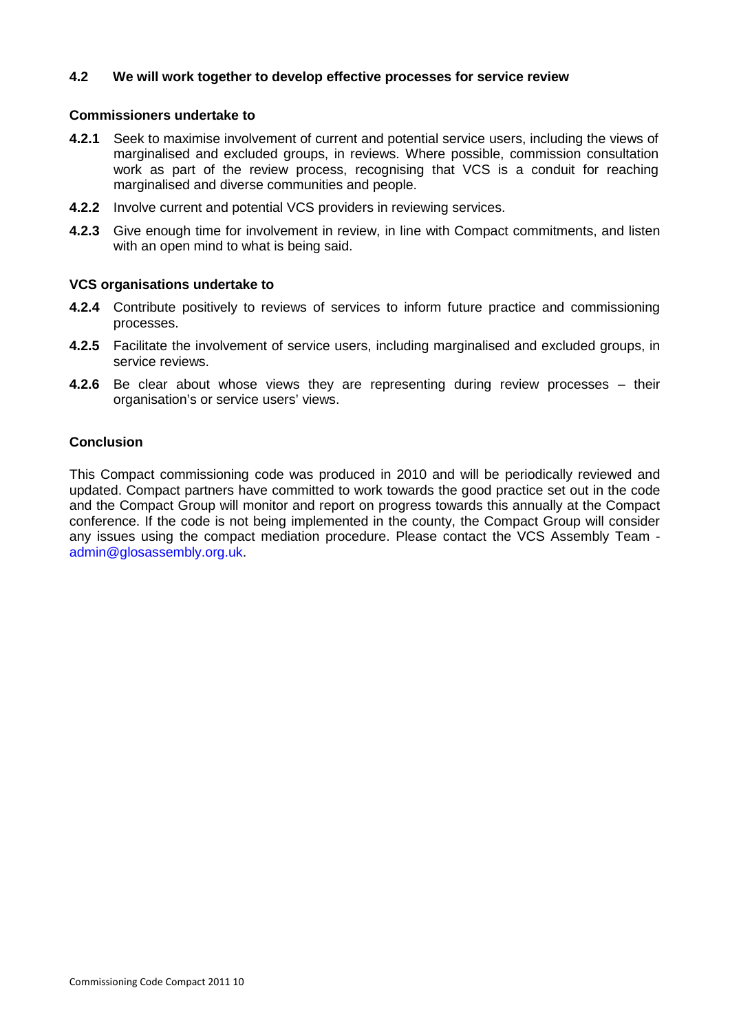### 4.2 We will work together to develop effective processes for service review

#### Commissioners undertake to

**4.2.1** Seek to maximise involvement of current and potential service users, including the views of marginalised and excluded groups, in reviews. Where possible, commission consultation work as part of the review process, recognising that VCS is a conduit for reaching marginalised and diverse communities and people.

**4.2.2** Involve current and potential VCS providers in reviewing services.

**4.2.3** Give enough time for involvement in review, in line with Compact commitments, and listen with an open mind to what is being said.

#### VCS organisations undertake to

**4.2.4** Contribute positively to reviews of services to inform future practice and commissioning processes.

**4.2.5** Facilitate the involvement of service users, including marginalised and excluded groups, in service reviews.

**4.2.6** Be clear about whose views they are representing during review processes – their organisation's or service users' views.

### Conclusion

This Compact commissioning code was produced in 2010 and will be periodically reviewed and updated. Compact partners have committed to work towards the good practice set out in the code and the Compact Group will monitor and report on progress towards this annually at the Compact conference. If the code is not being implemented in the county, the Compact Group will consider any issues using the compact mediation procedure. Please contact the VCS Assembly Team - admin@glosassembly.org.uk.